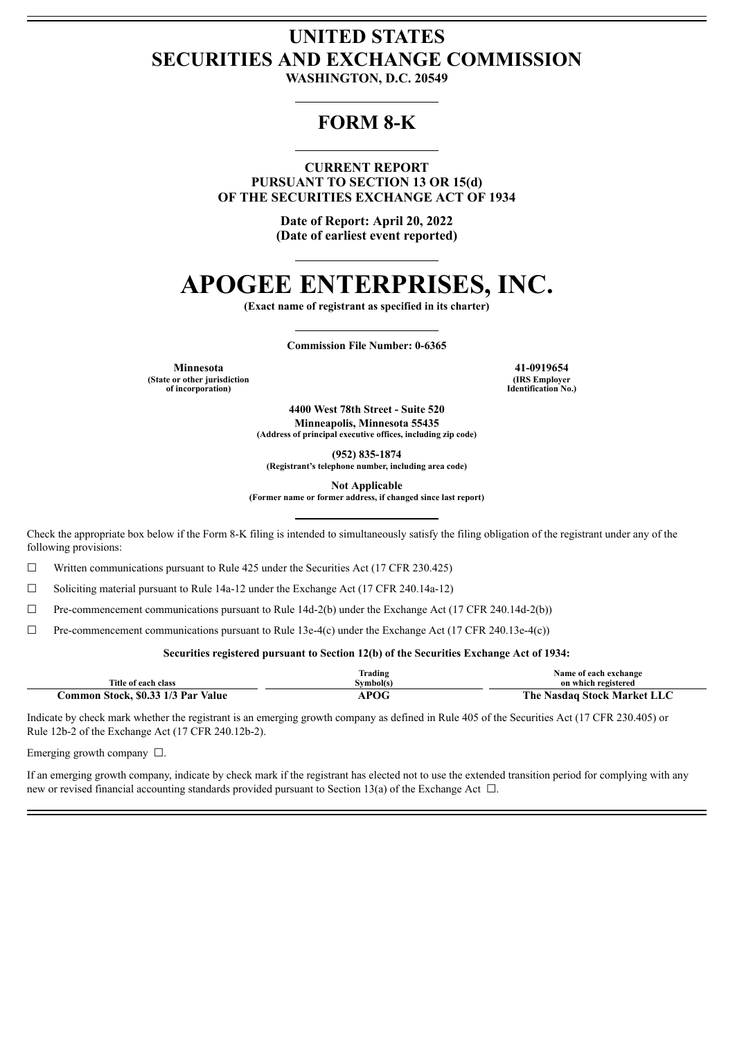# UNITED STATES
# SECURITIES AND EXCHANGE COMMISSION

**WASHINGTON, D.C. 20549**

## FORM 8-K

**CURRENT REPORT**
**PURSUANT TO SECTION 13 OR 15(d)**
**OF THE SECURITIES EXCHANGE ACT OF 1934**

**Date of Report: April 20, 2022**
**(Date of earliest event reported)**

# APOGEE ENTERPRISES, INC.

**(Exact name of registrant as specified in its charter)**

**Commission File Number: 0-6365**

| **Minnesota** | **41-0919654** |
|---|---|
| **(State or other jurisdiction of incorporation)** | **(IRS Employer Identification No.)** |

**4400 West 78th Street - Suite 520**
**Minneapolis, Minnesota 55435**
**(Address of principal executive offices, including zip code)**

**(952) 835-1874**
**(Registrant's telephone number, including area code)**

**Not Applicable**
**(Former name or former address, if changed since last report)**

Check the appropriate box below if the Form 8-K filing is intended to simultaneously satisfy the filing obligation of the registrant under any of the following provisions:

☐ Written communications pursuant to Rule 425 under the Securities Act (17 CFR 230.425)

☐ Soliciting material pursuant to Rule 14a-12 under the Exchange Act (17 CFR 240.14a-12)

☐ Pre-commencement communications pursuant to Rule 14d-2(b) under the Exchange Act (17 CFR 240.14d-2(b))

☐ Pre-commencement communications pursuant to Rule 13e-4(c) under the Exchange Act (17 CFR 240.13e-4(c))

**Securities registered pursuant to Section 12(b) of the Securities Exchange Act of 1934:**

| Title of each class | Trading Symbol(s) | Name of each exchange on which registered |
|---|---|---|
| **Common Stock, $0.33 1/3 Par Value** | **APOG** | **The Nasdaq Stock Market LLC** |

Indicate by check mark whether the registrant is an emerging growth company as defined in Rule 405 of the Securities Act (17 CFR 230.405) or Rule 12b-2 of the Exchange Act (17 CFR 240.12b-2).

Emerging growth company ☐.

If an emerging growth company, indicate by check mark if the registrant has elected not to use the extended transition period for complying with any new or revised financial accounting standards provided pursuant to Section 13(a) of the Exchange Act ☐.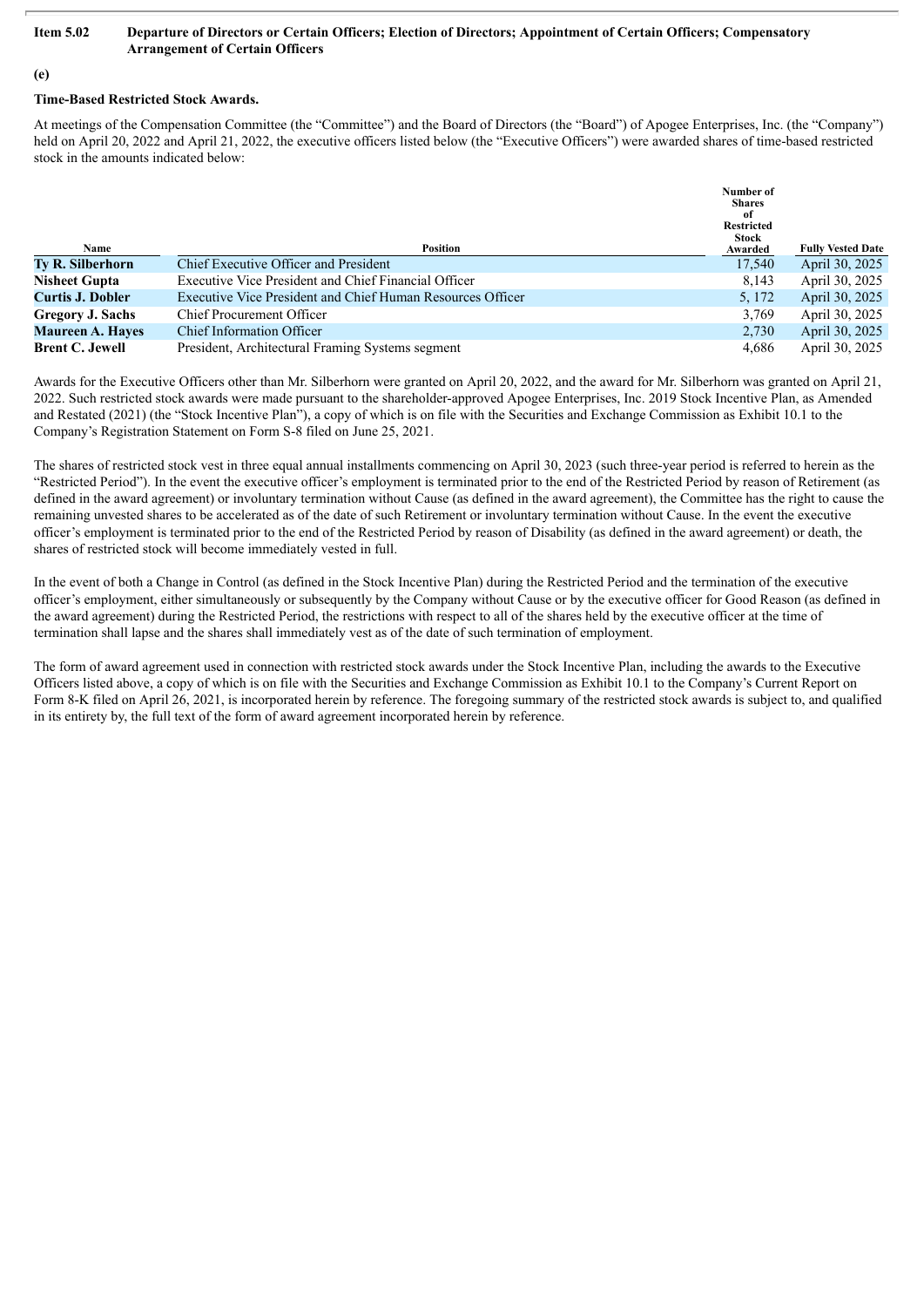**Item 5.02 Departure of Directors or Certain Officers; Election of Directors; Appointment of Certain Officers; Compensatory Arrangement of Certain Officers**

**(e)**

**Time-Based Restricted Stock Awards.**

At meetings of the Compensation Committee (the "Committee") and the Board of Directors (the "Board") of Apogee Enterprises, Inc. (the "Company") held on April 20, 2022 and April 21, 2022, the executive officers listed below (the "Executive Officers") were awarded shares of time-based restricted stock in the amounts indicated below:

| Name | Position | Number of Shares of Restricted Stock Awarded | Fully Vested Date |
|---|---|---|---|
| **Ty R. Silberhorn** | Chief Executive Officer and President | 17,540 | April 30, 2025 |
| **Nisheet Gupta** | Executive Vice President and Chief Financial Officer | 8,143 | April 30, 2025 |
| **Curtis J. Dobler** | Executive Vice President and Chief Human Resources Officer | 5, 172 | April 30, 2025 |
| **Gregory J. Sachs** | Chief Procurement Officer | 3,769 | April 30, 2025 |
| **Maureen A. Hayes** | Chief Information Officer | 2,730 | April 30, 2025 |
| **Brent C. Jewell** | President, Architectural Framing Systems segment | 4,686 | April 30, 2025 |

Awards for the Executive Officers other than Mr. Silberhorn were granted on April 20, 2022, and the award for Mr. Silberhorn was granted on April 21, 2022. Such restricted stock awards were made pursuant to the shareholder-approved Apogee Enterprises, Inc. 2019 Stock Incentive Plan, as Amended and Restated (2021) (the "Stock Incentive Plan"), a copy of which is on file with the Securities and Exchange Commission as Exhibit 10.1 to the Company's Registration Statement on Form S-8 filed on June 25, 2021.

The shares of restricted stock vest in three equal annual installments commencing on April 30, 2023 (such three-year period is referred to herein as the "Restricted Period"). In the event the executive officer's employment is terminated prior to the end of the Restricted Period by reason of Retirement (as defined in the award agreement) or involuntary termination without Cause (as defined in the award agreement), the Committee has the right to cause the remaining unvested shares to be accelerated as of the date of such Retirement or involuntary termination without Cause. In the event the executive officer's employment is terminated prior to the end of the Restricted Period by reason of Disability (as defined in the award agreement) or death, the shares of restricted stock will become immediately vested in full.

In the event of both a Change in Control (as defined in the Stock Incentive Plan) during the Restricted Period and the termination of the executive officer's employment, either simultaneously or subsequently by the Company without Cause or by the executive officer for Good Reason (as defined in the award agreement) during the Restricted Period, the restrictions with respect to all of the shares held by the executive officer at the time of termination shall lapse and the shares shall immediately vest as of the date of such termination of employment.

The form of award agreement used in connection with restricted stock awards under the Stock Incentive Plan, including the awards to the Executive Officers listed above, a copy of which is on file with the Securities and Exchange Commission as Exhibit 10.1 to the Company's Current Report on Form 8-K filed on April 26, 2021, is incorporated herein by reference. The foregoing summary of the restricted stock awards is subject to, and qualified in its entirety by, the full text of the form of award agreement incorporated herein by reference.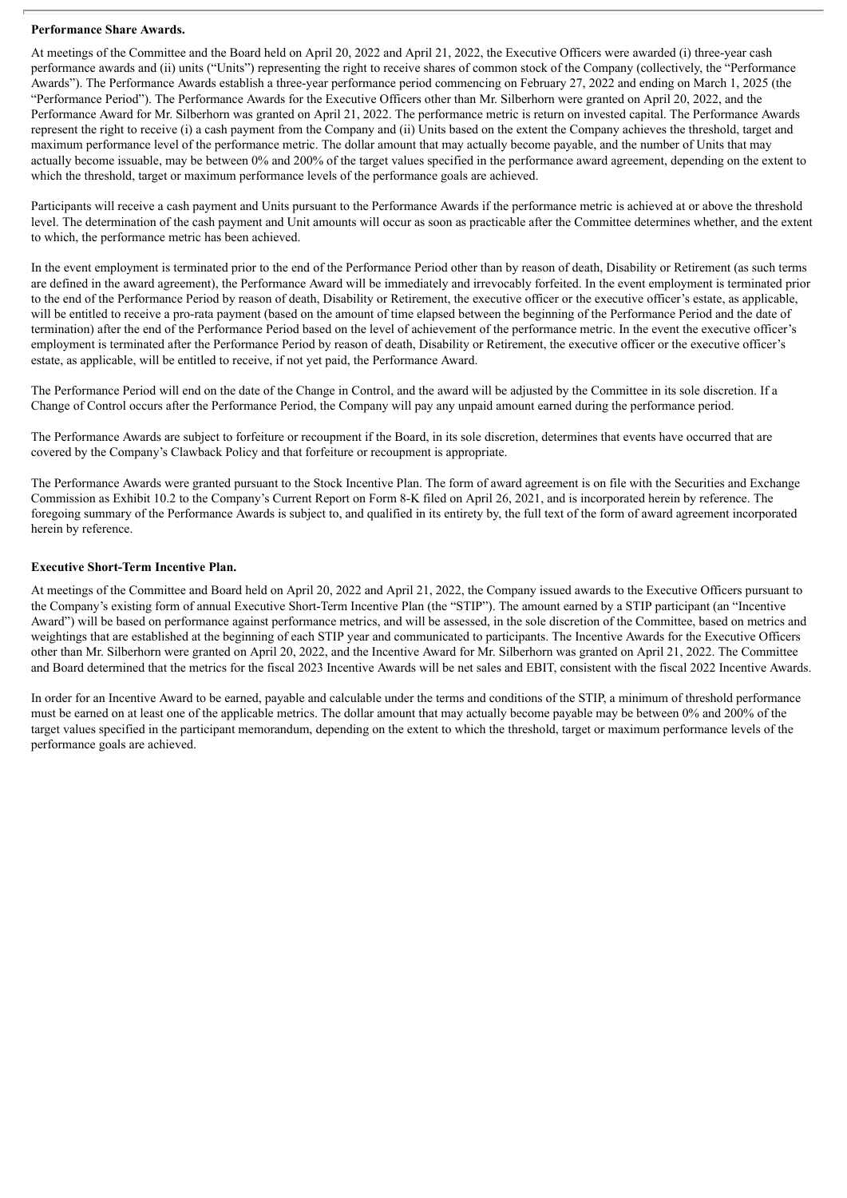**Performance Share Awards.**

At meetings of the Committee and the Board held on April 20, 2022 and April 21, 2022, the Executive Officers were awarded (i) three-year cash performance awards and (ii) units ("Units") representing the right to receive shares of common stock of the Company (collectively, the "Performance Awards"). The Performance Awards establish a three-year performance period commencing on February 27, 2022 and ending on March 1, 2025 (the "Performance Period"). The Performance Awards for the Executive Officers other than Mr. Silberhorn were granted on April 20, 2022, and the Performance Award for Mr. Silberhorn was granted on April 21, 2022. The performance metric is return on invested capital. The Performance Awards represent the right to receive (i) a cash payment from the Company and (ii) Units based on the extent the Company achieves the threshold, target and maximum performance level of the performance metric. The dollar amount that may actually become payable, and the number of Units that may actually become issuable, may be between 0% and 200% of the target values specified in the performance award agreement, depending on the extent to which the threshold, target or maximum performance levels of the performance goals are achieved.

Participants will receive a cash payment and Units pursuant to the Performance Awards if the performance metric is achieved at or above the threshold level. The determination of the cash payment and Unit amounts will occur as soon as practicable after the Committee determines whether, and the extent to which, the performance metric has been achieved.

In the event employment is terminated prior to the end of the Performance Period other than by reason of death, Disability or Retirement (as such terms are defined in the award agreement), the Performance Award will be immediately and irrevocably forfeited. In the event employment is terminated prior to the end of the Performance Period by reason of death, Disability or Retirement, the executive officer or the executive officer's estate, as applicable, will be entitled to receive a pro-rata payment (based on the amount of time elapsed between the beginning of the Performance Period and the date of termination) after the end of the Performance Period based on the level of achievement of the performance metric. In the event the executive officer's employment is terminated after the Performance Period by reason of death, Disability or Retirement, the executive officer or the executive officer's estate, as applicable, will be entitled to receive, if not yet paid, the Performance Award.

The Performance Period will end on the date of the Change in Control, and the award will be adjusted by the Committee in its sole discretion. If a Change of Control occurs after the Performance Period, the Company will pay any unpaid amount earned during the performance period.

The Performance Awards are subject to forfeiture or recoupment if the Board, in its sole discretion, determines that events have occurred that are covered by the Company's Clawback Policy and that forfeiture or recoupment is appropriate.

The Performance Awards were granted pursuant to the Stock Incentive Plan. The form of award agreement is on file with the Securities and Exchange Commission as Exhibit 10.2 to the Company's Current Report on Form 8-K filed on April 26, 2021, and is incorporated herein by reference. The foregoing summary of the Performance Awards is subject to, and qualified in its entirety by, the full text of the form of award agreement incorporated herein by reference.

**Executive Short-Term Incentive Plan.**

At meetings of the Committee and Board held on April 20, 2022 and April 21, 2022, the Company issued awards to the Executive Officers pursuant to the Company's existing form of annual Executive Short-Term Incentive Plan (the "STIP"). The amount earned by a STIP participant (an "Incentive Award") will be based on performance against performance metrics, and will be assessed, in the sole discretion of the Committee, based on metrics and weightings that are established at the beginning of each STIP year and communicated to participants. The Incentive Awards for the Executive Officers other than Mr. Silberhorn were granted on April 20, 2022, and the Incentive Award for Mr. Silberhorn was granted on April 21, 2022. The Committee and Board determined that the metrics for the fiscal 2023 Incentive Awards will be net sales and EBIT, consistent with the fiscal 2022 Incentive Awards.

In order for an Incentive Award to be earned, payable and calculable under the terms and conditions of the STIP, a minimum of threshold performance must be earned on at least one of the applicable metrics. The dollar amount that may actually become payable may be between 0% and 200% of the target values specified in the participant memorandum, depending on the extent to which the threshold, target or maximum performance levels of the performance goals are achieved.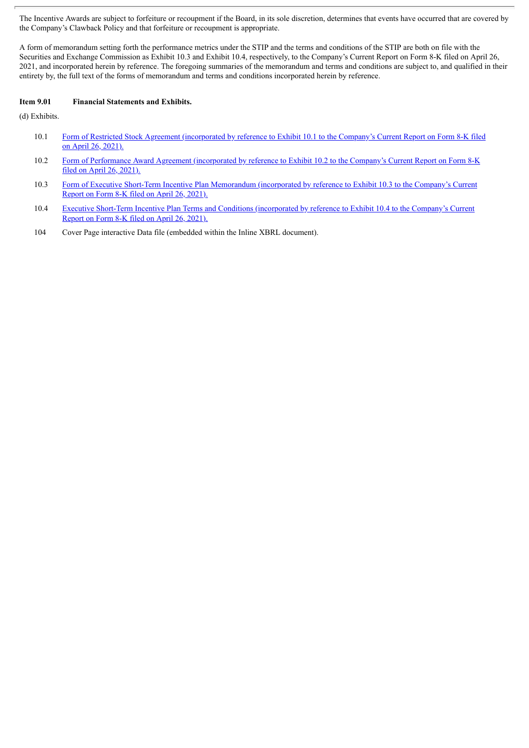The Incentive Awards are subject to forfeiture or recoupment if the Board, in its sole discretion, determines that events have occurred that are covered by the Company's Clawback Policy and that forfeiture or recoupment is appropriate.

A form of memorandum setting forth the performance metrics under the STIP and the terms and conditions of the STIP are both on file with the Securities and Exchange Commission as Exhibit 10.3 and Exhibit 10.4, respectively, to the Company's Current Report on Form 8-K filed on April 26, 2021, and incorporated herein by reference. The foregoing summaries of the memorandum and terms and conditions are subject to, and qualified in their entirety by, the full text of the forms of memorandum and terms and conditions incorporated herein by reference.

**Item 9.01 Financial Statements and Exhibits.**

(d) Exhibits.

| | |
|---|---|
| 10.1 | Form of Restricted Stock Agreement (incorporated by reference to Exhibit 10.1 to the Company's Current Report on Form 8-K filed on April 26, 2021). |
| 10.2 | Form of Performance Award Agreement (incorporated by reference to Exhibit 10.2 to the Company's Current Report on Form 8-K filed on April 26, 2021). |
| 10.3 | Form of Executive Short-Term Incentive Plan Memorandum (incorporated by reference to Exhibit 10.3 to the Company's Current Report on Form 8-K filed on April 26, 2021). |
| 10.4 | Executive Short-Term Incentive Plan Terms and Conditions (incorporated by reference to Exhibit 10.4 to the Company's Current Report on Form 8-K filed on April 26, 2021). |
| 104 | Cover Page interactive Data file (embedded within the Inline XBRL document). |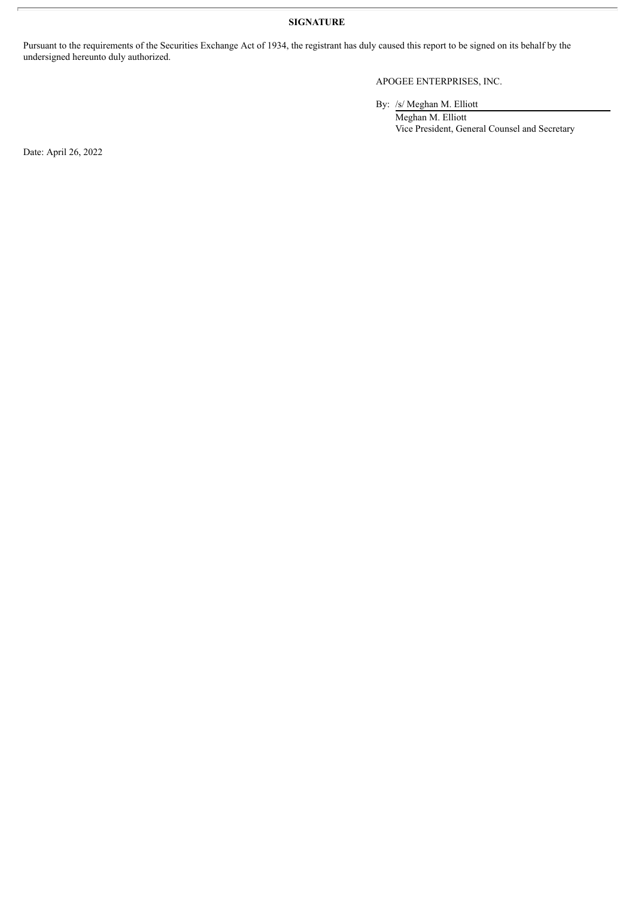**SIGNATURE**

Pursuant to the requirements of the Securities Exchange Act of 1934, the registrant has duly caused this report to be signed on its behalf by the undersigned hereunto duly authorized.

APOGEE ENTERPRISES, INC.

By: /s/ Meghan M. Elliott

Meghan M. Elliott

Vice President, General Counsel and Secretary

Date: April 26, 2022